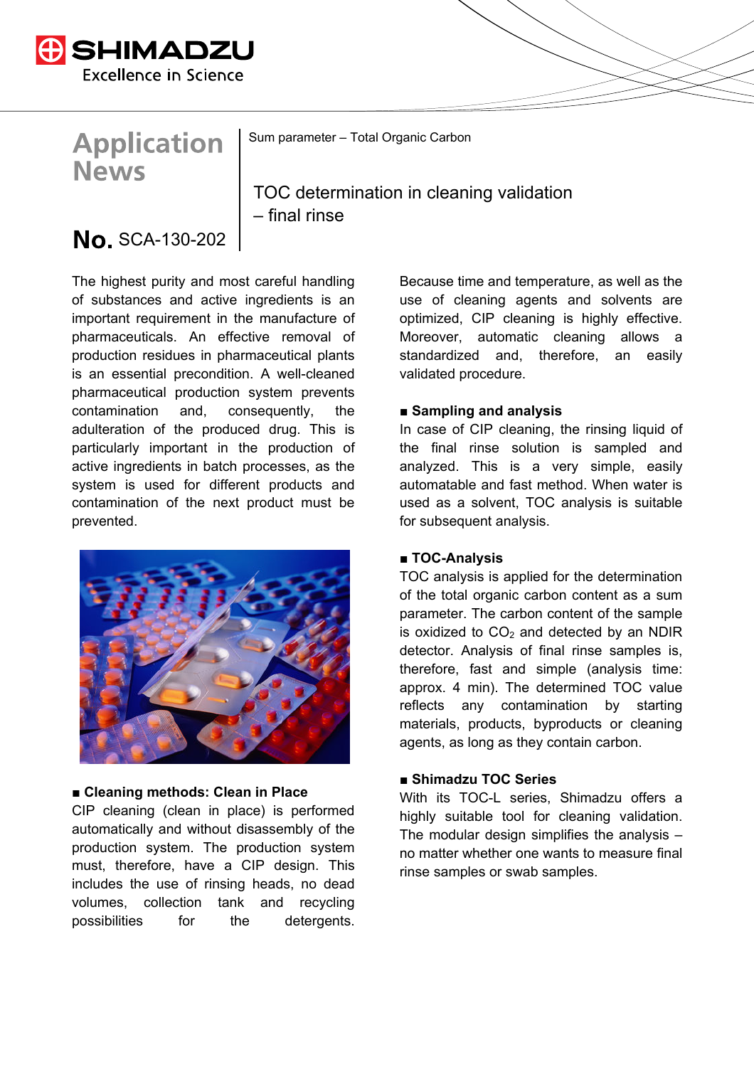# Application News

Sum parameter – Total Organic Carbon

## TOC determination in cleaning validation – final rinse

**No.** SCA-130-202

The highest purity and most careful handling of substances and active ingredients is an important requirement in the manufacture of pharmaceuticals. An effective removal of production residues in pharmaceutical plants is an essential precondition. A well-cleaned pharmaceutical production system prevents contamination and, consequently, the adulteration of the produced drug. This is particularly important in the production of active ingredients in batch processes, as the system is used for different products and contamination of the next product must be prevented.

### ■ Cleaning methods: Clean in Place

CIP cleaning (clean in place) is performed automatically and without disassembly of the production system. The production system must, therefore, have a CIP design. This includes the use of rinsing heads, no dead volumes, collection tank and recycling possibilities for the detergents. Because time and temperature, as well as the use of cleaning agents and solvents are optimized, CIP cleaning is highly effective. Moreover, automatic cleaning allows a standardized and, therefore, an easily validated procedure.

### ■ Sampling and analysis

In case of CIP cleaning, the rinsing liquid of the final rinse solution is sampled and analyzed. This is a very simple, easily automatable and fast method. When water is used as a solvent, TOC analysis is suitable for subsequent analysis.

### ■ TOC-Analysis

TOC analysis is applied for the determination of the total organic carbon content as a sum parameter. The carbon content of the sample is oxidized to $CO_2$ and detected by an NDIR detector. Analysis of final rinse samples is, therefore, fast and simple (analysis time: approx. 4 min). The determined TOC value reflects any contamination by starting materials, products, byproducts or cleaning agents, as long as they contain carbon.

### ■ Shimadzu TOC Series

With its TOC-L series, Shimadzu offers a highly suitable tool for cleaning validation. The modular design simplifies the analysis – no matter whether one wants to measure final rinse samples or swab samples.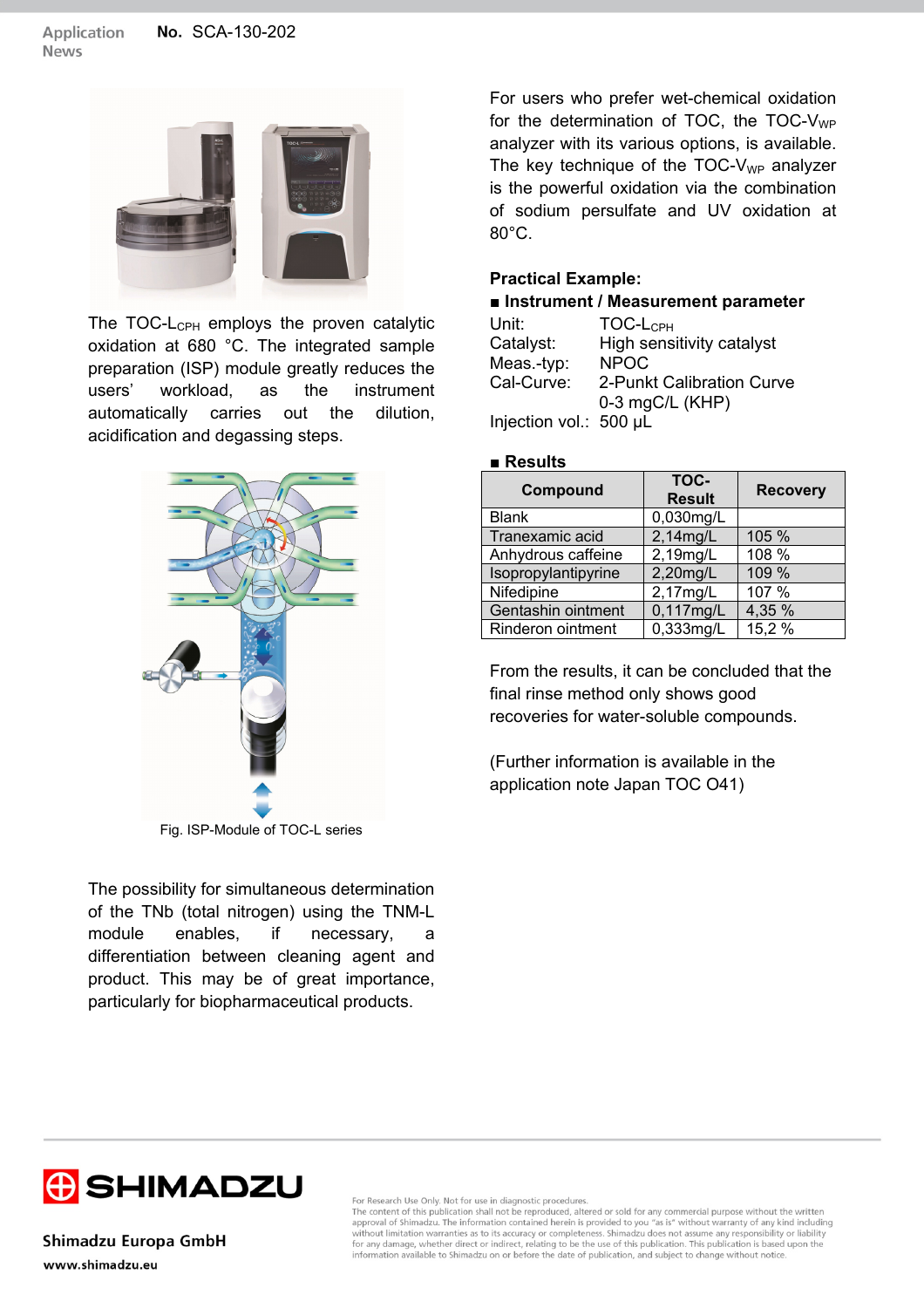The TOC-$L_{CPH}$ employs the proven catalytic oxidation at 680 °C. The integrated sample preparation (ISP) module greatly reduces the users' workload, as the instrument automatically carries out the dilution, acidification and degassing steps.

Fig. ISP-Module of TOC-L series

The possibility for simultaneous determination of the TNb (total nitrogen) using the TNM-L module enables, if necessary, a differentiation between cleaning agent and product. This may be of great importance, particularly for biopharmaceutical products.

For users who prefer wet-chemical oxidation for the determination of TOC, the TOC-$V_{WP}$ analyzer with its various options, is available. The key technique of the TOC-$V_{WP}$ analyzer is the powerful oxidation via the combination of sodium persulfate and UV oxidation at 80°C.

**Practical Example:**

**■ Instrument / Measurement parameter**

| | |
|---|---|
| Unit: | TOC-$L_{CPH}$ |
| Catalyst: | High sensitivity catalyst |
| Meas.-typ: | NPOC |
| Cal-Curve: | 2-Punkt Calibration Curve 0-3 mgC/L (KHP) |
| Injection vol.: | 500 µL |

**■ Results**

| Compound | TOC-Result | Recovery |
|---|---|---|
| Blank | 0,030mg/L | |
| Tranexamic acid | 2,14mg/L | 105 % |
| Anhydrous caffeine | 2,19mg/L | 108 % |
| Isopropylantipyrine | 2,20mg/L | 109 % |
| Nifedipine | 2,17mg/L | 107 % |
| Gentashin ointment | 0,117mg/L | 4,35 % |
| Rinderon ointment | 0,333mg/L | 15,2 % |

From the results, it can be concluded that the final rinse method only shows good recoveries for water-soluble compounds.

(Further information is available in the application note Japan TOC O41)

Shimadzu Europa GmbH

www.shimadzu.eu

For Research Use Only. Not for use in diagnostic procedures.
The content of this publication shall not be reproduced, altered or sold for any commercial purpose without the written approval of Shimadzu. The information contained herein is provided to you "as is" without warranty of any kind including without limitation warranties as to its accuracy or completeness. Shimadzu does not assume any responsibility or liability for any damage, whether direct or indirect, relating to be the use of this publication. This publication is based upon the information available to Shimadzu on or before the date of publication, and subject to change without notice.